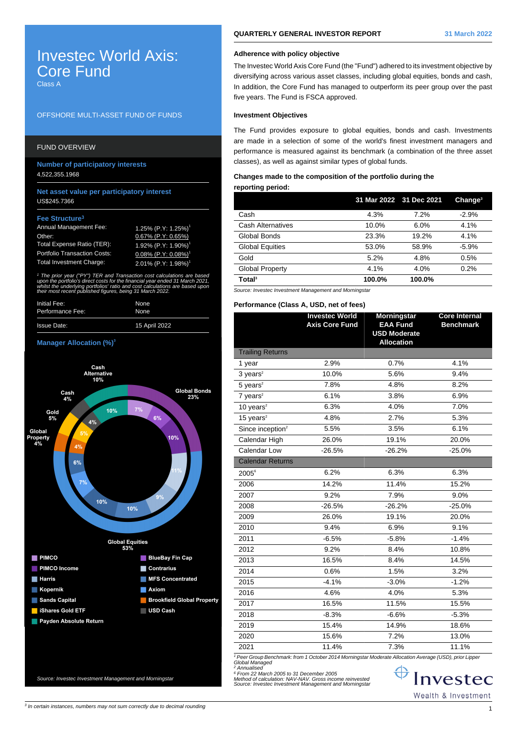# Investec World Axis: Core Fund

Class A

OFFSHORE MULTI-ASSET FUND OF FUNDS

## FUND OVERVIEW

**Number of participatory interests**

4,522,355.1968

**Net asset value per participatory interest**

US$245.7366

**Fee Structure**[3]

| | |
|---|---|
| Annual Management Fee: | 1.25% (P.Y: 1.25%)[1] |
| Other: | 0.67% (P.Y: 0.65%) |
| Total Expense Ratio (TER): | 1.92% (P.Y: 1.90%)[1] |
| Portfolio Transaction Costs: | 0.08% (P.Y: 0.08%)[1] |
| Total Investment Charge: | 2.01% (P.Y: 1.98%)[1] |

*[1] The prior year ("PY") TER and Transaction cost calculations are based upon the portfolio's direct costs for the financial year ended 31 March 2021, whilst the underlying portfolios' ratio and cost calculations are based upon their most recent published figures, being 31 March 2022.*

| | |
|---|---|
| Initial Fee: | None |
| Performance Fee: | None |
| Issue Date: | 15 April 2022 |

**Manager Allocation (%)**[3]

Cash Alternative 10%; Cash 4%; Gold 5%; Global Property 4%; Global Bonds 23%; Global Equities 53%

- PIMCO
- PIMCO Income
- Harris
- Kopernik
- Sands Capital
- iShares Gold ETF
- Payden Absolute Return
- BlueBay Fin Cap
- Contrarius
- MFS Concentrated
- Axiom
- Brookfield Global Property
- USD Cash

*Source: Investec Investment Management and Morningstar*

## QUARTERLY GENERAL INVESTOR REPORT — 31 March 2022

### Adherence with policy objective

The Investec World Axis Core Fund (the "Fund") adhered to its investment objective by diversifying across various asset classes, including global equities, bonds and cash, In addition, the Core Fund has managed to outperform its peer group over the past five years. The Fund is FSCA approved.

### Investment Objectives

The Fund provides exposure to global equities, bonds and cash. Investments are made in a selection of some of the world's finest investment managers and performance is measured against its benchmark (a combination of the three asset classes), as well as against similar types of global funds.

### Changes made to the composition of the portfolio during the reporting period:

| | 31 Mar 2022 | 31 Dec 2021 | Change[3] |
|---|---|---|---|
| Cash | 4.3% | 7.2% | -2.9% |
| Cash Alternatives | 10.0% | 6.0% | 4.1% |
| Global Bonds | 23.3% | 19.2% | 4.1% |
| Global Equities | 53.0% | 58.9% | -5.9% |
| Gold | 5.2% | 4.8% | 0.5% |
| Global Property | 4.1% | 4.0% | 0.2% |
| **Total**[3] | **100.0%** | **100.0%** | |

*Source: Investec Investment Management and Morningstar*

### Performance (Class A, USD, net of fees)

| | Investec World Axis Core Fund | Morningstar EAA Fund USD Moderate Allocation | Core Internal Benchmark |
|---|---|---|---|
| **Trailing Returns** | | | |
| 1 year | 2.9% | 0.7% | 4.1% |
| 3 years[2] | 10.0% | 5.6% | 9.4% |
| 5 years[2] | 7.8% | 4.8% | 8.2% |
| 7 years[2] | 6.1% | 3.8% | 6.9% |
| 10 years[2] | 6.3% | 4.0% | 7.0% |
| 15 years[2] | 4.8% | 2.7% | 5.3% |
| Since inception[2] | 5.5% | 3.5% | 6.1% |
| Calendar High | 26.0% | 19.1% | 20.0% |
| Calendar Low | -26.5% | -26.2% | -25.0% |
| **Calendar Returns** | | | |
| 2005[6] | 6.2% | 6.3% | 6.3% |
| 2006 | 14.2% | 11.4% | 15.2% |
| 2007 | 9.2% | 7.9% | 9.0% |
| 2008 | -26.5% | -26.2% | -25.0% |
| 2009 | 26.0% | 19.1% | 20.0% |
| 2010 | 9.4% | 6.9% | 9.1% |
| 2011 | -6.5% | -5.8% | -1.4% |
| 2012 | 9.2% | 8.4% | 10.8% |
| 2013 | 16.5% | 8.4% | 14.5% |
| 2014 | 0.6% | 1.5% | 3.2% |
| 2015 | -4.1% | -3.0% | -1.2% |
| 2016 | 4.6% | 4.0% | 5.3% |
| 2017 | 16.5% | 11.5% | 15.5% |
| 2018 | -8.3% | -6.6% | -5.3% |
| 2019 | 15.4% | 14.9% | 18.6% |
| 2020 | 15.6% | 7.2% | 13.0% |
| 2021 | 11.4% | 7.3% | 11.1% |

*[1] Peer Group Benchmark: from 1 October 2014 Morningstar Moderate Allocation Average (USD), prior Lipper Global Managed*
*[2] Annualised*
*[6] From 22 March 2005 to 31 December 2005*
*Method of calculation: NAV-NAV. Gross income reinvested*
*Source: Investec Investment Management and Morningstar*

Investec Wealth & Investment

*[3] In certain instances, numbers may not sum correctly due to decimal rounding*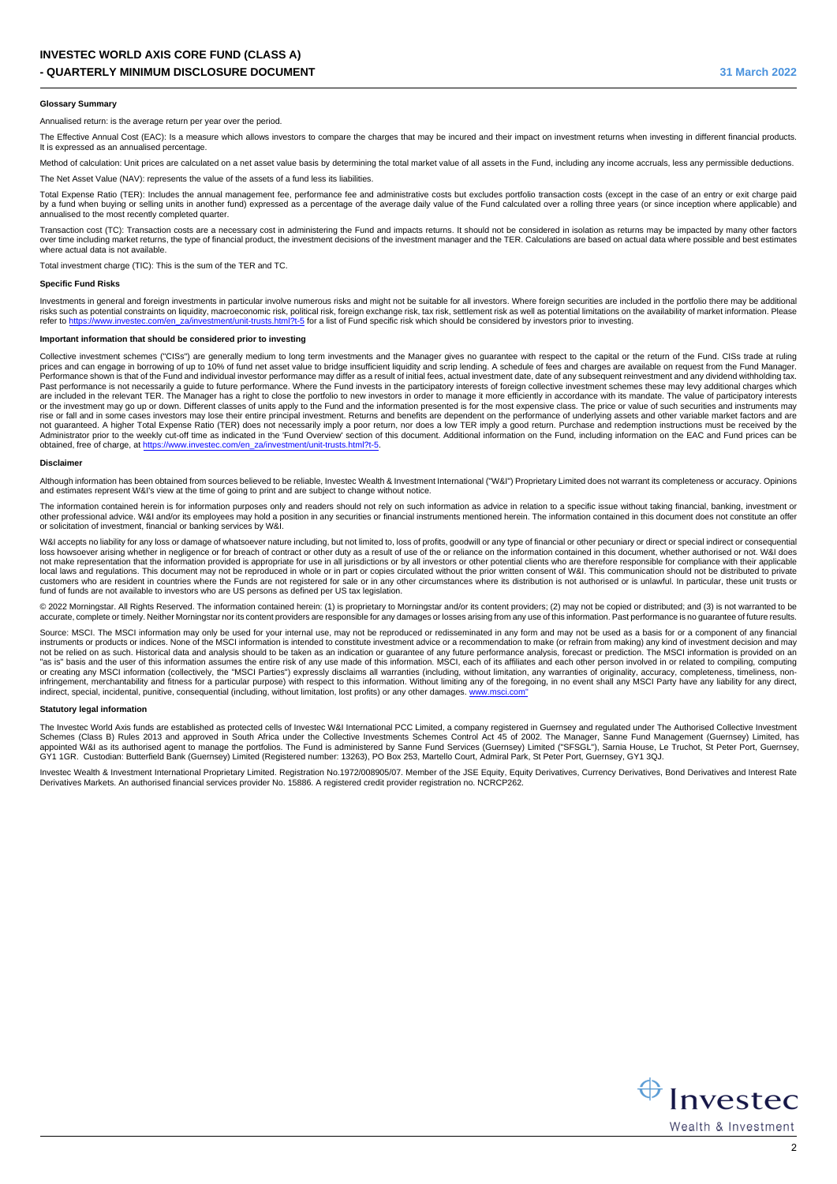## Glossary Summary

Annualised return: is the average return per year over the period.

The Effective Annual Cost (EAC): Is a measure which allows investors to compare the charges that may be incured and their impact on investment returns when investing in different financial products. It is expressed as an annualised percentage.

Method of calculation: Unit prices are calculated on a net asset value basis by determining the total market value of all assets in the Fund, including any income accruals, less any permissible deductions.

The Net Asset Value (NAV): represents the value of the assets of a fund less its liabilities.

Total Expense Ratio (TER): Includes the annual management fee, performance fee and administrative costs but excludes portfolio transaction costs (except in the case of an entry or exit charge paid by a fund when buying or selling units in another fund) expressed as a percentage of the average daily value of the Fund calculated over a rolling three years (or since inception where applicable) and annualised to the most recently completed quarter.

Transaction cost (TC): Transaction costs are a necessary cost in administering the Fund and impacts returns. It should not be considered in isolation as returns may be impacted by many other factors over time including market returns, the type of financial product, the investment decisions of the investment manager and the TER. Calculations are based on actual data where possible and best estimates where actual data is not available.

Total investment charge (TIC): This is the sum of the TER and TC.

## Specific Fund Risks

Investments in general and foreign investments in particular involve numerous risks and might not be suitable for all investors. Where foreign securities are included in the portfolio there may be additional risks such as potential constraints on liquidity, macroeconomic risk, political risk, foreign exchange risk, tax risk, settlement risk as well as potential limitations on the availability of market information. Please refer to https://www.investec.com/en_za/investment/unit-trusts.html?t-5 for a list of Fund specific risk which should be considered by investors prior to investing.

## Important information that should be considered prior to investing

Collective investment schemes ("CISs") are generally medium to long term investments and the Manager gives no guarantee with respect to the capital or the return of the Fund. CISs trade at ruling prices and can engage in borrowing of up to 10% of fund net asset value to bridge insufficient liquidity and scrip lending. A schedule of fees and charges are available on request from the Fund Manager. Performance shown is that of the Fund and individual investor performance may differ as a result of initial fees, actual investment date, date of any subsequent reinvestment and any dividend withholding tax. Past performance is not necessarily a guide to future performance. Where the Fund invests in the participatory interests of foreign collective investment schemes these may levy additional charges which are included in the relevant TER. The Manager has a right to close the portfolio to new investors in order to manage it more efficiently in accordance with its mandate. The value of participatory interests or the investment may go up or down. Different classes of units apply to the Fund and the information presented is for the most expensive class. The price or value of such securities and instruments may rise or fall and in some cases investors may lose their entire principal investment. Returns and benefits are dependent on the performance of underlying assets and other variable market factors and are not guaranteed. A higher Total Expense Ratio (TER) does not necessarily imply a poor return, nor does a low TER imply a good return. Purchase and redemption instructions must be received by the Administrator prior to the weekly cut-off time as indicated in the 'Fund Overview' section of this document. Additional information on the Fund, including information on the EAC and Fund prices can be obtained, free of charge, at https://www.investec.com/en_za/investment/unit-trusts.html?t-5.

## Disclaimer

Although information has been obtained from sources believed to be reliable, Investec Wealth & Investment International ("W&I") Proprietary Limited does not warrant its completeness or accuracy. Opinions and estimates represent W&I's view at the time of going to print and are subject to change without notice.

The information contained herein is for information purposes only and readers should not rely on such information as advice in relation to a specific issue without taking financial, banking, investment or other professional advice. W&I and/or its employees may hold a position in any securities or financial instruments mentioned herein. The information contained in this document does not constitute an offer or solicitation of investment, financial or banking services by W&I.

W&I accepts no liability for any loss or damage of whatsoever nature including, but not limited to, loss of profits, goodwill or any type of financial or other pecuniary or direct or special indirect or consequential loss howsoever arising whether in negligence or for breach of contract or other duty as a result of use of the or reliance on the information contained in this document, whether authorised or not. W&I does not make representation that the information provided is appropriate for use in all jurisdictions or by all investors or other potential clients who are therefore responsible for compliance with their applicable local laws and regulations. This document may not be reproduced in whole or in part or copies circulated without the prior written consent of W&I. This communication should not be distributed to private customers who are resident in countries where the Funds are not registered for sale or in any other circumstances where its distribution is not authorised or is unlawful. In particular, these unit trusts or fund of funds are not available to investors who are US persons as defined per US tax legislation.

© 2022 Morningstar. All Rights Reserved. The information contained herein: (1) is proprietary to Morningstar and/or its content providers; (2) may not be copied or distributed; and (3) is not warranted to be accurate, complete or timely. Neither Morningstar nor its content providers are responsible for any damages or losses arising from any use of this information. Past performance is no guarantee of future results.

Source: MSCI. The MSCI information may only be used for your internal use, may not be reproduced or redisseminated in any form and may not be used as a basis for or a component of any financial instruments or products or indices. None of the MSCI information is intended to constitute investment advice or a recommendation to make (or refrain from making) any kind of investment decision and may not be relied on as such. Historical data and analysis should to be taken as an indication or guarantee of any future performance analysis, forecast or prediction. The MSCI information is provided on an "as is" basis and the user of this information assumes the entire risk of any use made of this information. MSCI, each of its affiliates and each other person involved in or related to compiling, computing or creating any MSCI information (collectively, the "MSCI Parties") expressly disclaims all warranties (including, without limitation, any warranties of originality, accuracy, completeness, timeliness, non-infringement, merchantability and fitness for a particular purpose) with respect to this information. Without limiting any of the foregoing, in no event shall any MSCI Party have any liability for any direct, indirect, special, incidental, punitive, consequential (including, without limitation, lost profits) or any other damages. www.msci.com"

## Statutory legal information

The Investec World Axis funds are established as protected cells of Investec W&I International PCC Limited, a company registered in Guernsey and regulated under The Authorised Collective Investment Schemes (Class B) Rules 2013 and approved in South Africa under the Collective Investments Schemes Control Act 45 of 2002. The Manager, Sanne Fund Management (Guernsey) Limited, has appointed W&I as its authorised agent to manage the portfolios. The Fund is administered by Sanne Fund Services (Guernsey) Limited ("SFSGL"), Sarnia House, Le Truchot, St Peter Port, Guernsey, GY1 1GR. Custodian: Butterfield Bank (Guernsey) Limited (Registered number: 13263), PO Box 253, Martello Court, Admiral Park, St Peter Port, Guernsey, GY1 3QJ.

Investec Wealth & Investment International Proprietary Limited. Registration No.1972/008905/07. Member of the JSE Equity, Equity Derivatives, Currency Derivatives, Bond Derivatives and Interest Rate Derivatives Markets. An authorised financial services provider No. 15886. A registered credit provider registration no. NCRCP262.